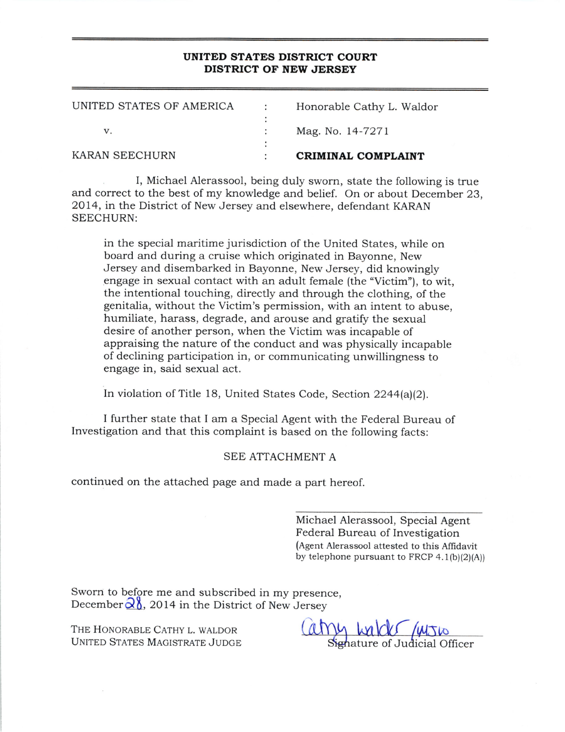**UNITED STATES DISTRICT COURT**
**DISTRICT OF NEW JERSEY**

| | | |
|---|---|---|
| UNITED STATES OF AMERICA | : | Honorable Cathy L. Waldor |
| v. | : | Mag. No. 14-7271 |
| KARAN SEECHURN | : | **CRIMINAL COMPLAINT** |

I, Michael Alerassool, being duly sworn, state the following is true and correct to the best of my knowledge and belief. On or about December 23, 2014, in the District of New Jersey and elsewhere, defendant KARAN SEECHURN:

> in the special maritime jurisdiction of the United States, while on board and during a cruise which originated in Bayonne, New Jersey and disembarked in Bayonne, New Jersey, did knowingly engage in sexual contact with an adult female (the "Victim"), to wit, the intentional touching, directly and through the clothing, of the genitalia, without the Victim's permission, with an intent to abuse, humiliate, harass, degrade, and arouse and gratify the sexual desire of another person, when the Victim was incapable of appraising the nature of the conduct and was physically incapable of declining participation in, or communicating unwillingness to engage in, said sexual act.
>
> In violation of Title 18, United States Code, Section 2244(a)(2).

I further state that I am a Special Agent with the Federal Bureau of Investigation and that this complaint is based on the following facts:

SEE ATTACHMENT A

continued on the attached page and made a part hereof.

Michael Alerassool, Special Agent
Federal Bureau of Investigation
(Agent Alerassool attested to this Affidavit by telephone pursuant to FRCP 4.1(b)(2)(A))

Sworn to before me and subscribed in my presence,
December 28, 2014 in the District of New Jersey

THE HONORABLE CATHY L. WALDOR
UNITED STATES MAGISTRATE JUDGE

Cathy Waldor /MJSW
Signature of Judicial Officer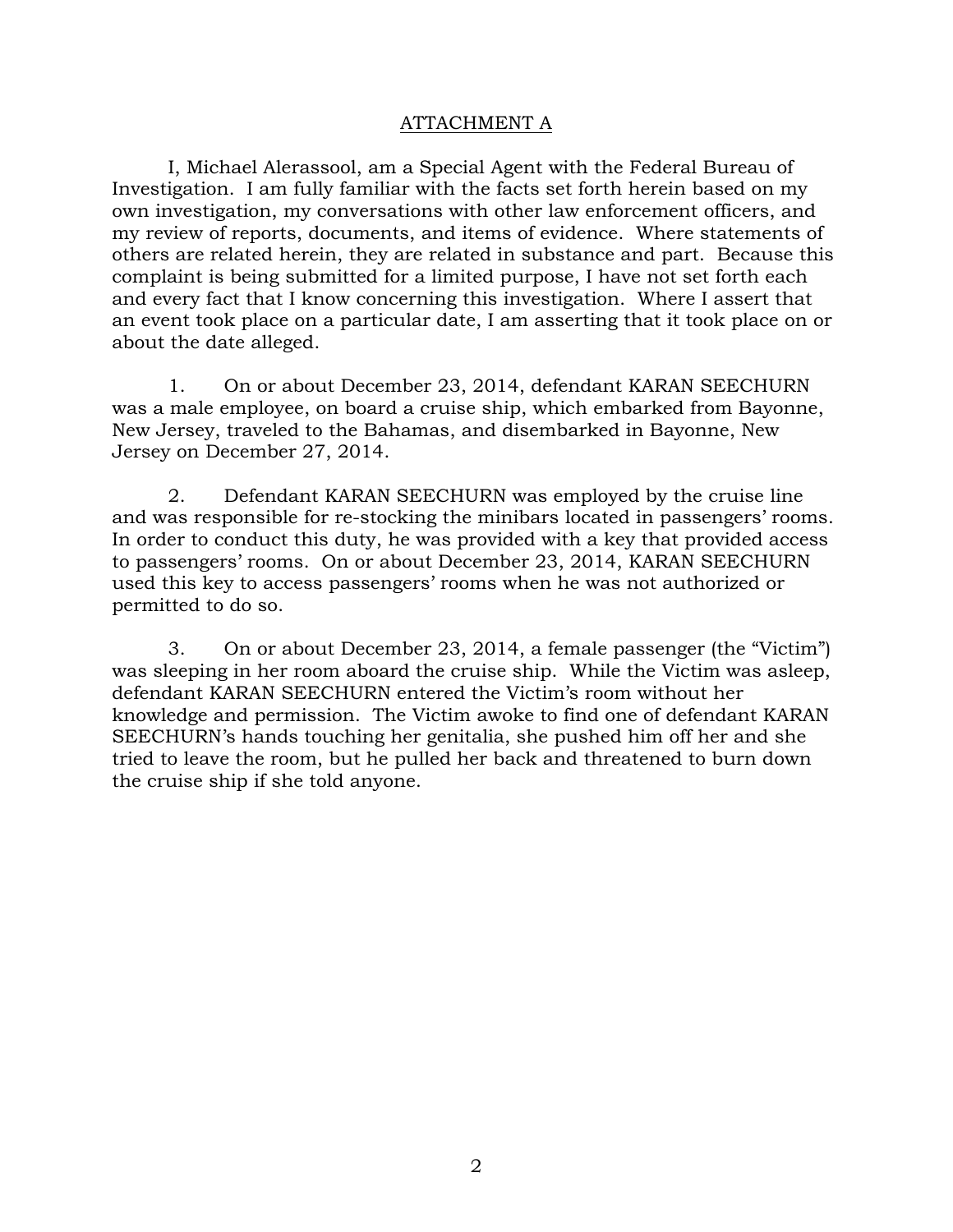ATTACHMENT A

I, Michael Alerassool, am a Special Agent with the Federal Bureau of Investigation. I am fully familiar with the facts set forth herein based on my own investigation, my conversations with other law enforcement officers, and my review of reports, documents, and items of evidence. Where statements of others are related herein, they are related in substance and part. Because this complaint is being submitted for a limited purpose, I have not set forth each and every fact that I know concerning this investigation. Where I assert that an event took place on a particular date, I am asserting that it took place on or about the date alleged.

1. On or about December 23, 2014, defendant KARAN SEECHURN was a male employee, on board a cruise ship, which embarked from Bayonne, New Jersey, traveled to the Bahamas, and disembarked in Bayonne, New Jersey on December 27, 2014.

2. Defendant KARAN SEECHURN was employed by the cruise line and was responsible for re-stocking the minibars located in passengers' rooms. In order to conduct this duty, he was provided with a key that provided access to passengers' rooms. On or about December 23, 2014, KARAN SEECHURN used this key to access passengers' rooms when he was not authorized or permitted to do so.

3. On or about December 23, 2014, a female passenger (the "Victim") was sleeping in her room aboard the cruise ship. While the Victim was asleep, defendant KARAN SEECHURN entered the Victim's room without her knowledge and permission. The Victim awoke to find one of defendant KARAN SEECHURN's hands touching her genitalia, she pushed him off her and she tried to leave the room, but he pulled her back and threatened to burn down the cruise ship if she told anyone.